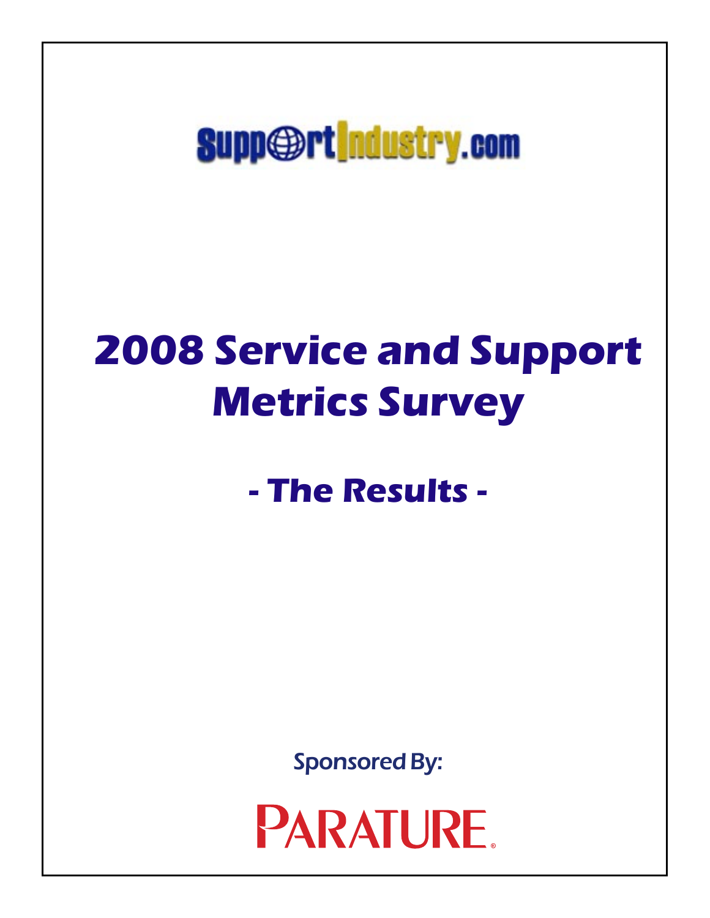SupportIndustry.com

# 2008 Service and Support Metrics Survey

## - The Results -

Sponsored By:

PARATURE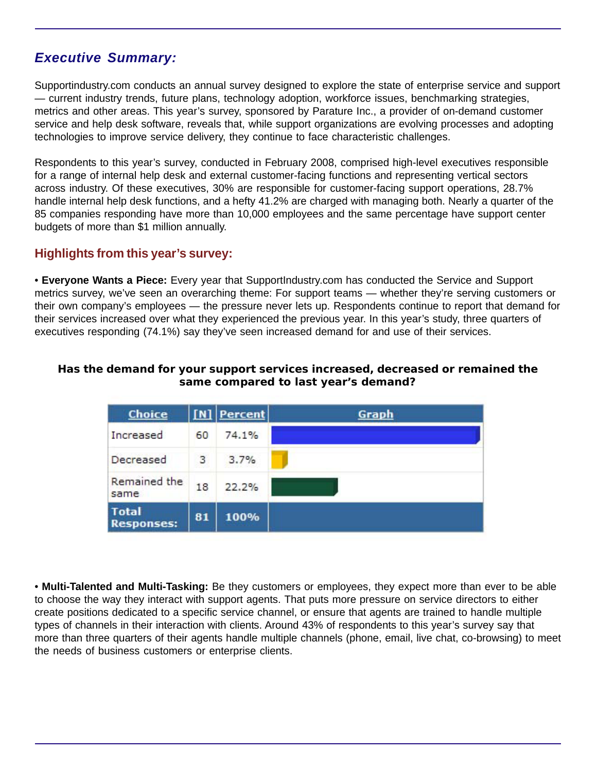## *Executive Summary:*

Supportindustry.com conducts an annual survey designed to explore the state of enterprise service and support — current industry trends, future plans, technology adoption, workforce issues, benchmarking strategies, metrics and other areas. This year's survey, sponsored by Parature Inc., a provider of on-demand customer service and help desk software, reveals that, while support organizations are evolving processes and adopting technologies to improve service delivery, they continue to face characteristic challenges.

Respondents to this year's survey, conducted in February 2008, comprised high-level executives responsible for a range of internal help desk and external customer-facing functions and representing vertical sectors across industry. Of these executives, 30% are responsible for customer-facing support operations, 28.7% handle internal help desk functions, and a hefty 41.2% are charged with managing both. Nearly a quarter of the 85 companies responding have more than 10,000 employees and the same percentage have support center budgets of more than $1 million annually.

### Highlights from this year's survey:

• **Everyone Wants a Piece:** Every year that SupportIndustry.com has conducted the Service and Support metrics survey, we've seen an overarching theme: For support teams — whether they're serving customers or their own company's employees — the pressure never lets up. Respondents continue to report that demand for their services increased over what they experienced the previous year. In this year's study, three quarters of executives responding (74.1%) say they've seen increased demand for and use of their services.

**Has the demand for your support services increased, decreased or remained the same compared to last year's demand?**

| Choice | [N] | Percent | Graph |
|---|---|---|---|
| Increased | 60 | 74.1% | |
| Decreased | 3 | 3.7% | |
| Remained the same | 18 | 22.2% | |
| **Total Responses:** | **81** | **100%** | |

• **Multi-Talented and Multi-Tasking:** Be they customers or employees, they expect more than ever to be able to choose the way they interact with support agents. That puts more pressure on service directors to either create positions dedicated to a specific service channel, or ensure that agents are trained to handle multiple types of channels in their interaction with clients. Around 43% of respondents to this year's survey say that more than three quarters of their agents handle multiple channels (phone, email, live chat, co-browsing) to meet the needs of business customers or enterprise clients.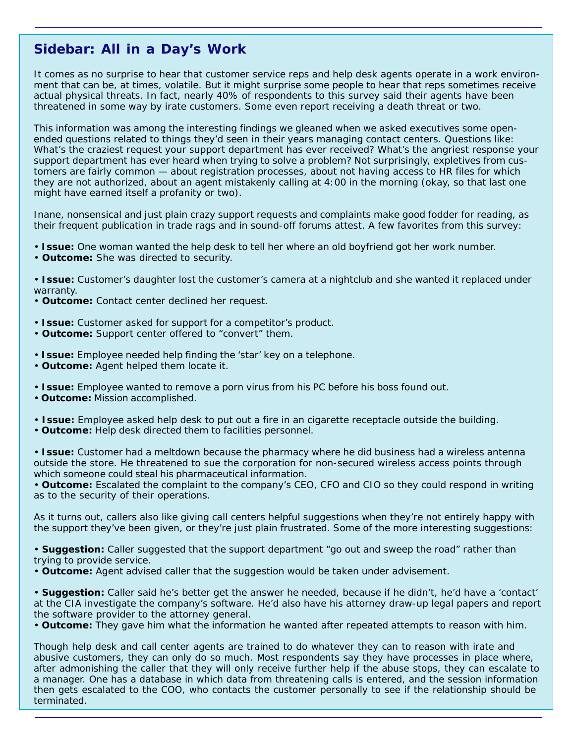## Sidebar: All in a Day's Work

It comes as no surprise to hear that customer service reps and help desk agents operate in a work environment that can be, at times, volatile. But it might surprise some people to hear that reps sometimes receive actual physical threats. In fact, nearly 40% of respondents to this survey said their agents have been threatened in some way by irate customers. Some even report receiving a death threat or two.

This information was among the interesting findings we gleaned when we asked executives some open-ended questions related to things they'd seen in their years managing contact centers. Questions like: What's the craziest request your support department has ever received? What's the angriest response your support department has ever heard when trying to solve a problem? Not surprisingly, expletives from customers are fairly common — about registration processes, about not having access to HR files for which they are not authorized, about an agent mistakenly calling at 4:00 in the morning (okay, so that last one might have earned itself a profanity or two).

Inane, nonsensical and just plain crazy support requests and complaints make good fodder for reading, as their frequent publication in trade rags and in sound-off forums attest. A few favorites from this survey:

- **Issue:** One woman wanted the help desk to tell her where an old boyfriend got her work number.
- **Outcome:** She was directed to security.

- **Issue:** Customer's daughter lost the customer's camera at a nightclub and she wanted it replaced under warranty.
- **Outcome:** Contact center declined her request.

- **Issue:** Customer asked for support for a competitor's product.
- **Outcome:** Support center offered to "convert" them.

- **Issue:** Employee needed help finding the 'star' key on a telephone.
- **Outcome:** Agent helped them locate it.

- **Issue:** Employee wanted to remove a porn virus from his PC before his boss found out.
- **Outcome:** Mission accomplished.

- **Issue:** Employee asked help desk to put out a fire in an cigarette receptacle outside the building.
- **Outcome:** Help desk directed them to facilities personnel.

- **Issue:** Customer had a meltdown because the pharmacy where he did business had a wireless antenna outside the store. He threatened to sue the corporation for non-secured wireless access points through which someone could steal his pharmaceutical information.
- **Outcome:** Escalated the complaint to the company's CEO, CFO and CIO so they could respond in writing as to the security of their operations.

As it turns out, callers also like giving call centers helpful suggestions when they're not entirely happy with the support they've been given, or they're just plain frustrated. Some of the more interesting suggestions:

- **Suggestion:** Caller suggested that the support department "go out and sweep the road" rather than trying to provide service.
- **Outcome:** Agent advised caller that the suggestion would be taken under advisement.

- **Suggestion:** Caller said he's better get the answer he needed, because if he didn't, he'd have a 'contact' at the CIA investigate the company's software. He'd also have his attorney draw-up legal papers and report the software provider to the attorney general.
- **Outcome:** They gave him what the information he wanted after repeated attempts to reason with him.

Though help desk and call center agents are trained to do whatever they can to reason with irate and abusive customers, they can only do so much. Most respondents say they have processes in place where, after admonishing the caller that they will only receive further help if the abuse stops, they can escalate to a manager. One has a database in which data from threatening calls is entered, and the session information then gets escalated to the COO, who contacts the customer personally to see if the relationship should be terminated.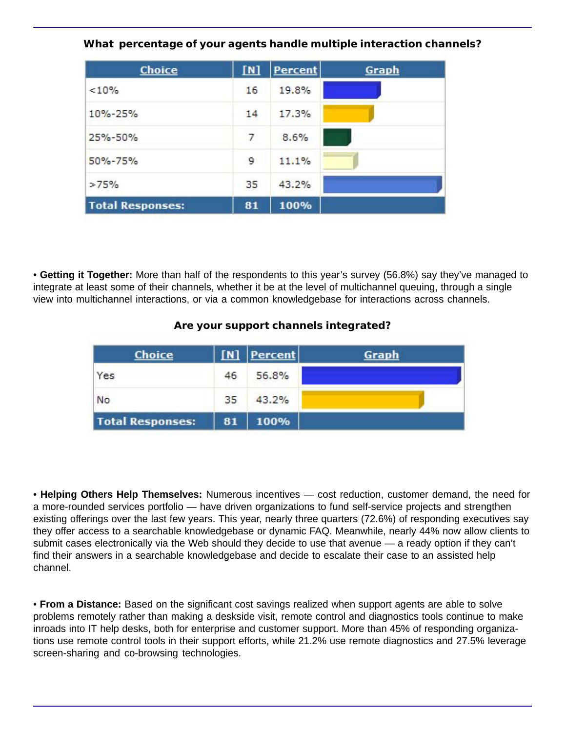**What percentage of your agents handle multiple interaction channels?**

| Choice | [N] | Percent | Graph |
|---|---|---|---|
| <10% | 16 | 19.8% | |
| 10%-25% | 14 | 17.3% | |
| 25%-50% | 7 | 8.6% | |
| 50%-75% | 9 | 11.1% | |
| >75% | 35 | 43.2% | |
| **Total Responses:** | **81** | **100%** | |

• **Getting it Together:** More than half of the respondents to this year's survey (56.8%) say they've managed to integrate at least some of their channels, whether it be at the level of multichannel queuing, through a single view into multichannel interactions, or via a common knowledgebase for interactions across channels.

**Are your support channels integrated?**

| Choice | [N] | Percent | Graph |
|---|---|---|---|
| Yes | 46 | 56.8% | |
| No | 35 | 43.2% | |
| **Total Responses:** | **81** | **100%** | |

• **Helping Others Help Themselves:** Numerous incentives — cost reduction, customer demand, the need for a more-rounded services portfolio — have driven organizations to fund self-service projects and strengthen existing offerings over the last few years. This year, nearly three quarters (72.6%) of responding executives say they offer access to a searchable knowledgebase or dynamic FAQ. Meanwhile, nearly 44% now allow clients to submit cases electronically via the Web should they decide to use that avenue — a ready option if they can't find their answers in a searchable knowledgebase and decide to escalate their case to an assisted help channel.

• **From a Distance:** Based on the significant cost savings realized when support agents are able to solve problems remotely rather than making a deskside visit, remote control and diagnostics tools continue to make inroads into IT help desks, both for enterprise and customer support. More than 45% of responding organizations use remote control tools in their support efforts, while 21.2% use remote diagnostics and 27.5% leverage screen-sharing and co-browsing technologies.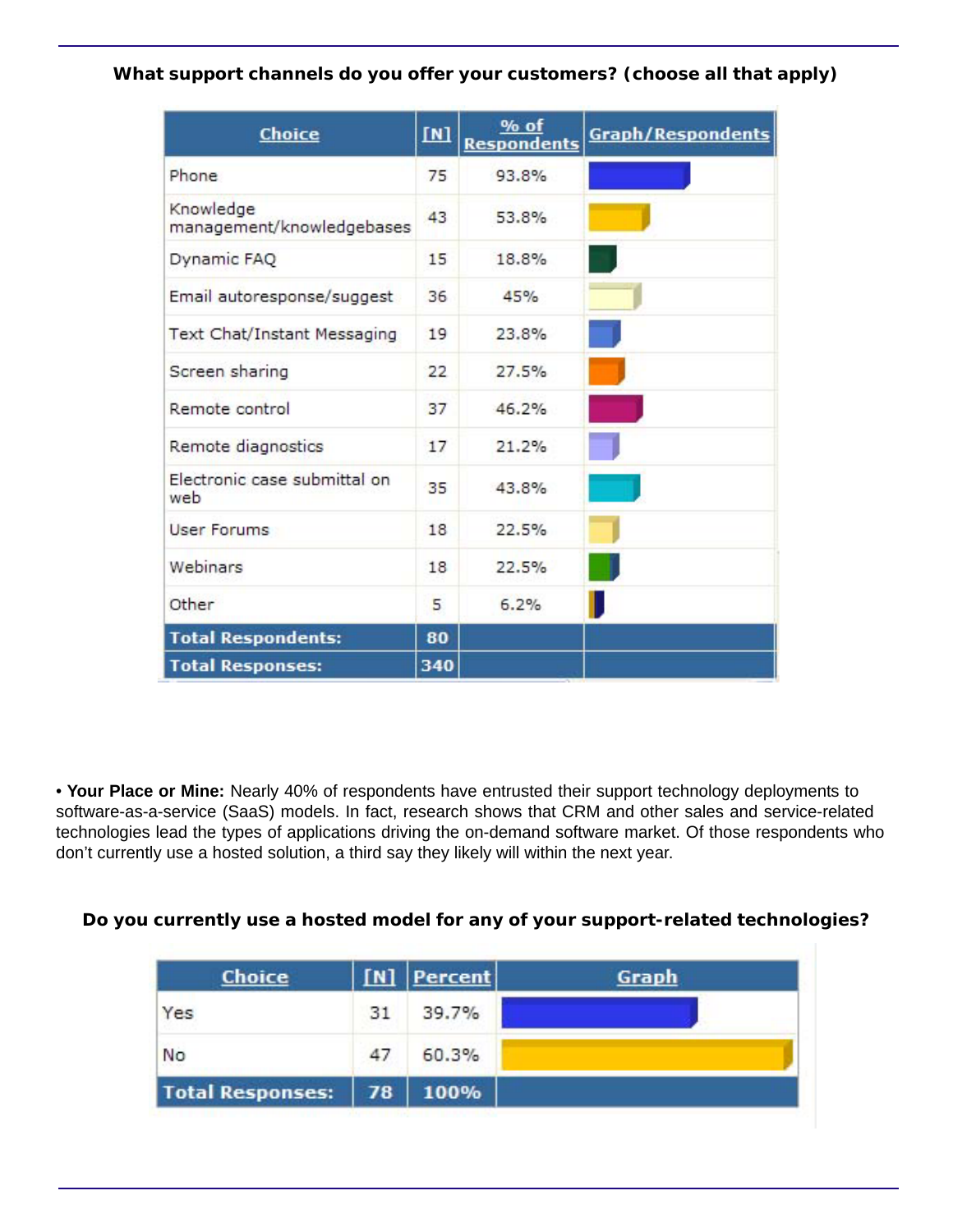**What support channels do you offer your customers? (choose all that apply)**

| Choice | [N] | % of Respondents | Graph/Respondents |
|---|---|---|---|
| Phone | 75 | 93.8% | |
| Knowledge management/knowledgebases | 43 | 53.8% | |
| Dynamic FAQ | 15 | 18.8% | |
| Email autoresponse/suggest | 36 | 45% | |
| Text Chat/Instant Messaging | 19 | 23.8% | |
| Screen sharing | 22 | 27.5% | |
| Remote control | 37 | 46.2% | |
| Remote diagnostics | 17 | 21.2% | |
| Electronic case submittal on web | 35 | 43.8% | |
| User Forums | 18 | 22.5% | |
| Webinars | 18 | 22.5% | |
| Other | 5 | 6.2% | |
| **Total Respondents:** | **80** | | |
| **Total Responses:** | **340** | | |

• **Your Place or Mine:** Nearly 40% of respondents have entrusted their support technology deployments to software-as-a-service (SaaS) models. In fact, research shows that CRM and other sales and service-related technologies lead the types of applications driving the on-demand software market. Of those respondents who don't currently use a hosted solution, a third say they likely will within the next year.

**Do you currently use a hosted model for any of your support-related technologies?**

| Choice | [N] | Percent | Graph |
|---|---|---|---|
| Yes | 31 | 39.7% | |
| No | 47 | 60.3% | |
| **Total Responses:** | **78** | **100%** | |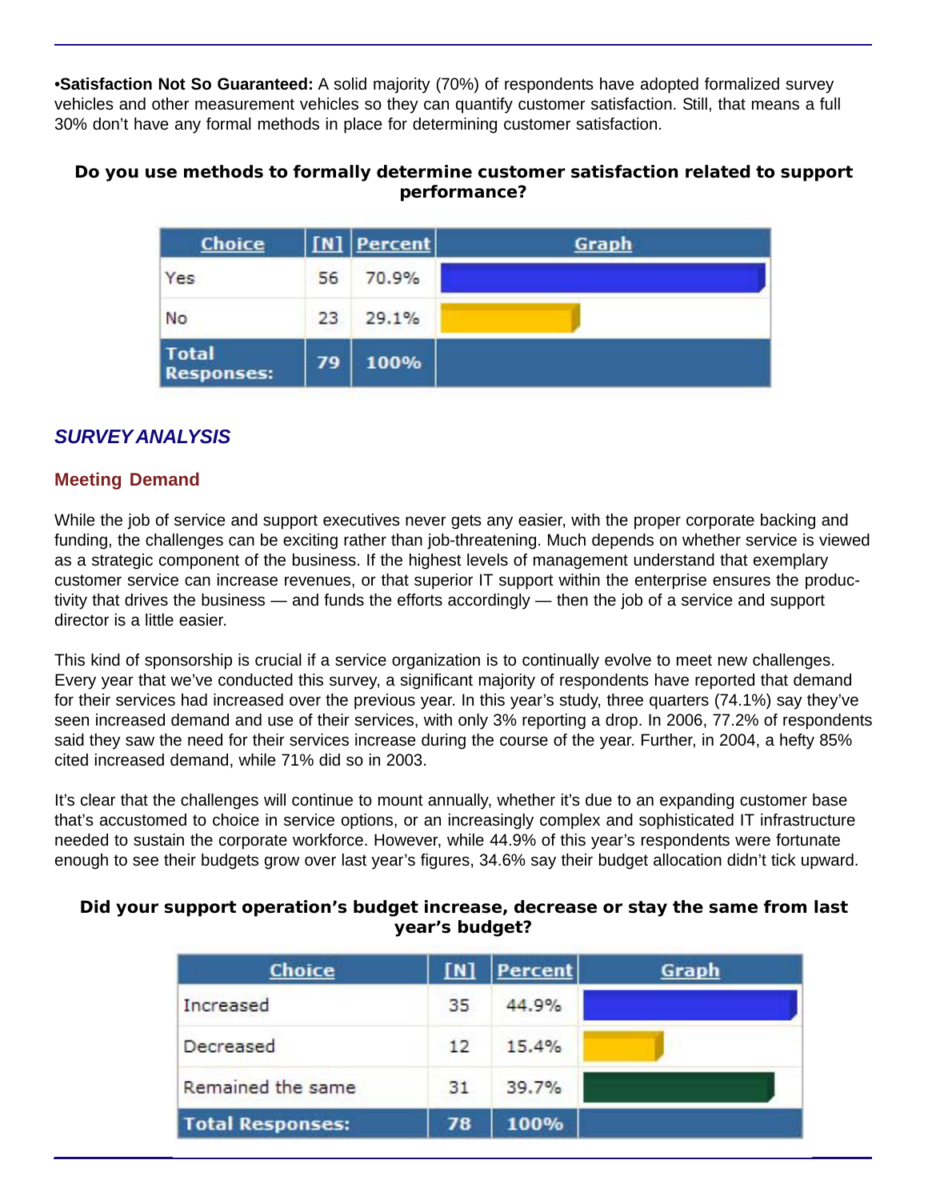•**Satisfaction Not So Guaranteed:** A solid majority (70%) of respondents have adopted formalized survey vehicles and other measurement vehicles so they can quantify customer satisfaction. Still, that means a full 30% don't have any formal methods in place for determining customer satisfaction.

**Do you use methods to formally determine customer satisfaction related to support performance?**

| Choice | [N] | Percent | Graph |
|---|---|---|---|
| Yes | 56 | 70.9% | |
| No | 23 | 29.1% | |
| **Total Responses:** | **79** | **100%** | |

## *SURVEY ANALYSIS*

### Meeting Demand

While the job of service and support executives never gets any easier, with the proper corporate backing and funding, the challenges can be exciting rather than job-threatening. Much depends on whether service is viewed as a strategic component of the business. If the highest levels of management understand that exemplary customer service can increase revenues, or that superior IT support within the enterprise ensures the productivity that drives the business — and funds the efforts accordingly — then the job of a service and support director is a little easier.

This kind of sponsorship is crucial if a service organization is to continually evolve to meet new challenges. Every year that we've conducted this survey, a significant majority of respondents have reported that demand for their services had increased over the previous year. In this year's study, three quarters (74.1%) say they've seen increased demand and use of their services, with only 3% reporting a drop. In 2006, 77.2% of respondents said they saw the need for their services increase during the course of the year. Further, in 2004, a hefty 85% cited increased demand, while 71% did so in 2003.

It's clear that the challenges will continue to mount annually, whether it's due to an expanding customer base that's accustomed to choice in service options, or an increasingly complex and sophisticated IT infrastructure needed to sustain the corporate workforce. However, while 44.9% of this year's respondents were fortunate enough to see their budgets grow over last year's figures, 34.6% say their budget allocation didn't tick upward.

**Did your support operation's budget increase, decrease or stay the same from last year's budget?**

| Choice | [N] | Percent | Graph |
|---|---|---|---|
| Increased | 35 | 44.9% | |
| Decreased | 12 | 15.4% | |
| Remained the same | 31 | 39.7% | |
| **Total Responses:** | **78** | **100%** | |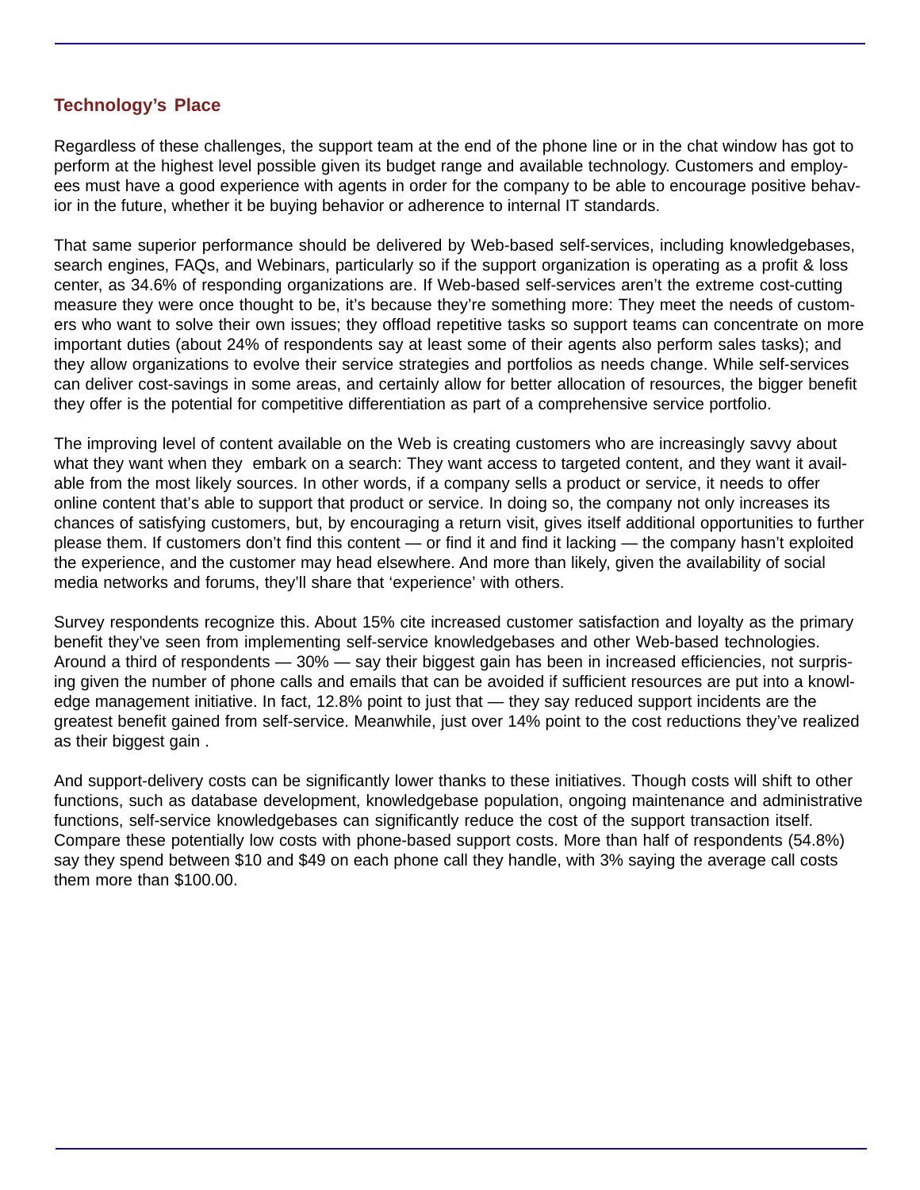## Technology's Place

Regardless of these challenges, the support team at the end of the phone line or in the chat window has got to perform at the highest level possible given its budget range and available technology. Customers and employees must have a good experience with agents in order for the company to be able to encourage positive behavior in the future, whether it be buying behavior or adherence to internal IT standards.

That same superior performance should be delivered by Web-based self-services, including knowledgebases, search engines, FAQs, and Webinars, particularly so if the support organization is operating as a profit & loss center, as 34.6% of responding organizations are. If Web-based self-services aren't the extreme cost-cutting measure they were once thought to be, it's because they're something more: They meet the needs of customers who want to solve their own issues; they offload repetitive tasks so support teams can concentrate on more important duties (about 24% of respondents say at least some of their agents also perform sales tasks); and they allow organizations to evolve their service strategies and portfolios as needs change. While self-services can deliver cost-savings in some areas, and certainly allow for better allocation of resources, the bigger benefit they offer is the potential for competitive differentiation as part of a comprehensive service portfolio.

The improving level of content available on the Web is creating customers who are increasingly savvy about what they want when they embark on a search: They want access to targeted content, and they want it available from the most likely sources. In other words, if a company sells a product or service, it needs to offer online content that's able to support that product or service. In doing so, the company not only increases its chances of satisfying customers, but, by encouraging a return visit, gives itself additional opportunities to further please them. If customers don't find this content — or find it and find it lacking — the company hasn't exploited the experience, and the customer may head elsewhere. And more than likely, given the availability of social media networks and forums, they'll share that 'experience' with others.

Survey respondents recognize this. About 15% cite increased customer satisfaction and loyalty as the primary benefit they've seen from implementing self-service knowledgebases and other Web-based technologies. Around a third of respondents — 30% — say their biggest gain has been in increased efficiencies, not surprising given the number of phone calls and emails that can be avoided if sufficient resources are put into a knowledge management initiative. In fact, 12.8% point to just that — they say reduced support incidents are the greatest benefit gained from self-service. Meanwhile, just over 14% point to the cost reductions they've realized as their biggest gain .

And support-delivery costs can be significantly lower thanks to these initiatives. Though costs will shift to other functions, such as database development, knowledgebase population, ongoing maintenance and administrative functions, self-service knowledgebases can significantly reduce the cost of the support transaction itself. Compare these potentially low costs with phone-based support costs. More than half of respondents (54.8%) say they spend between $10 and $49 on each phone call they handle, with 3% saying the average call costs them more than $100.00.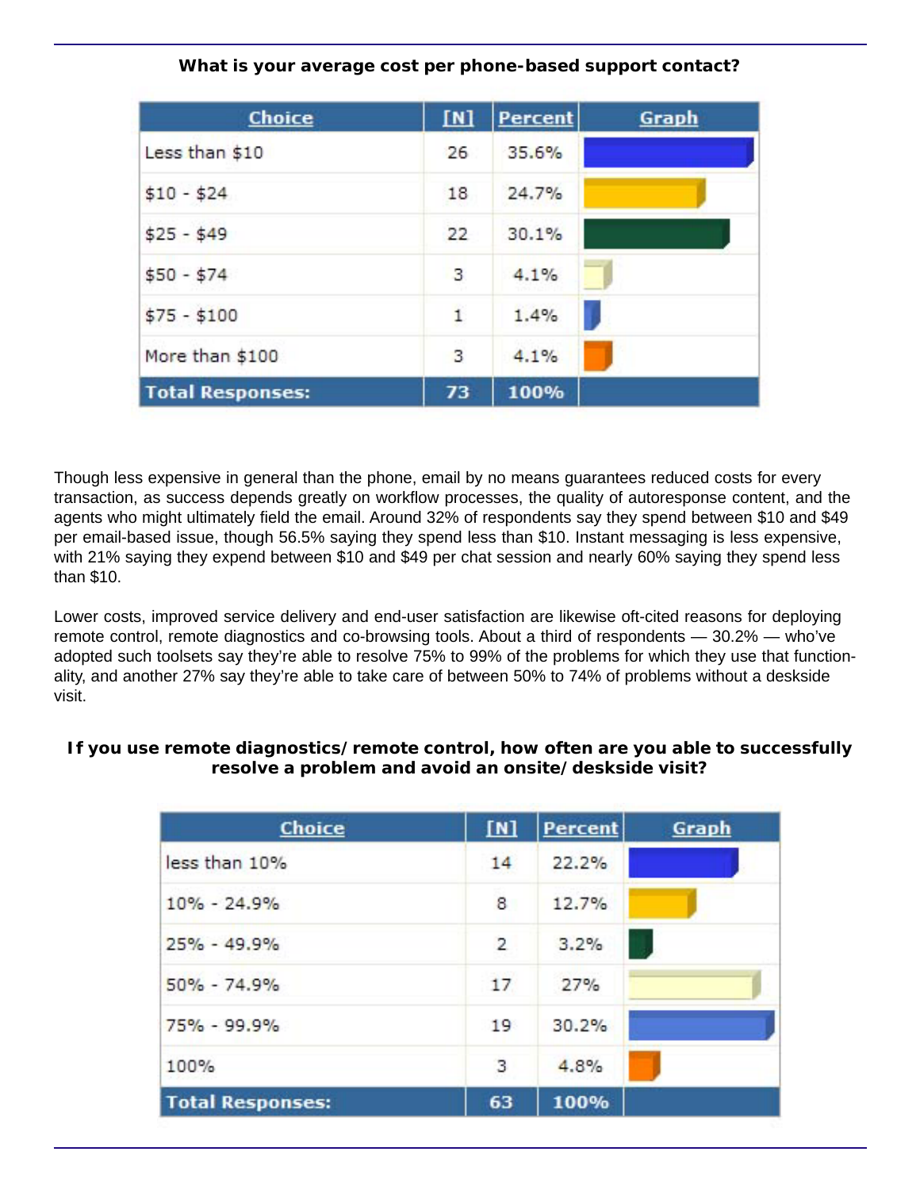**What is your average cost per phone-based support contact?**

| Choice | [N] | Percent | Graph |
|---|---|---|---|
| Less than $10 | 26 | 35.6% | |
| $10 - $24 | 18 | 24.7% | |
| $25 - $49 | 22 | 30.1% | |
| $50 - $74 | 3 | 4.1% | |
| $75 - $100 | 1 | 1.4% | |
| More than $100 | 3 | 4.1% | |
| **Total Responses:** | **73** | **100%** | |

Though less expensive in general than the phone, email by no means guarantees reduced costs for every transaction, as success depends greatly on workflow processes, the quality of autoresponse content, and the agents who might ultimately field the email. Around 32% of respondents say they spend between $10 and $49 per email-based issue, though 56.5% saying they spend less than $10. Instant messaging is less expensive, with 21% saying they expend between $10 and $49 per chat session and nearly 60% saying they spend less than $10.

Lower costs, improved service delivery and end-user satisfaction are likewise oft-cited reasons for deploying remote control, remote diagnostics and co-browsing tools. About a third of respondents — 30.2% — who've adopted such toolsets say they're able to resolve 75% to 99% of the problems for which they use that functionality, and another 27% say they're able to take care of between 50% to 74% of problems without a deskside visit.

**If you use remote diagnostics/remote control, how often are you able to successfully resolve a problem and avoid an onsite/deskside visit?**

| Choice | [N] | Percent | Graph |
|---|---|---|---|
| less than 10% | 14 | 22.2% | |
| 10% - 24.9% | 8 | 12.7% | |
| 25% - 49.9% | 2 | 3.2% | |
| 50% - 74.9% | 17 | 27% | |
| 75% - 99.9% | 19 | 30.2% | |
| 100% | 3 | 4.8% | |
| **Total Responses:** | **63** | **100%** | |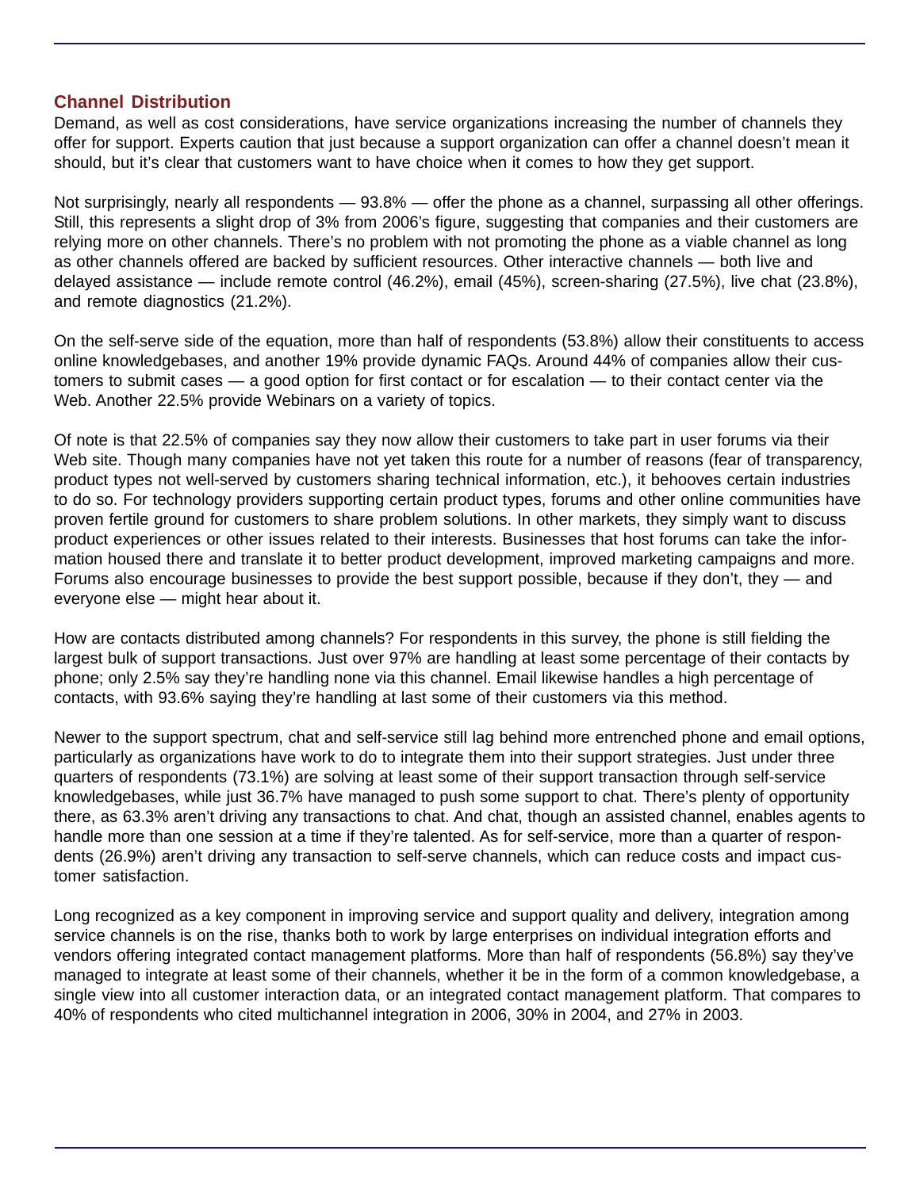## Channel Distribution

Demand, as well as cost considerations, have service organizations increasing the number of channels they offer for support. Experts caution that just because a support organization can offer a channel doesn't mean it should, but it's clear that customers want to have choice when it comes to how they get support.

Not surprisingly, nearly all respondents — 93.8% — offer the phone as a channel, surpassing all other offerings. Still, this represents a slight drop of 3% from 2006's figure, suggesting that companies and their customers are relying more on other channels. There's no problem with not promoting the phone as a viable channel as long as other channels offered are backed by sufficient resources. Other interactive channels — both live and delayed assistance — include remote control (46.2%), email (45%), screen-sharing (27.5%), live chat (23.8%), and remote diagnostics (21.2%).

On the self-serve side of the equation, more than half of respondents (53.8%) allow their constituents to access online knowledgebases, and another 19% provide dynamic FAQs. Around 44% of companies allow their customers to submit cases — a good option for first contact or for escalation — to their contact center via the Web. Another 22.5% provide Webinars on a variety of topics.

Of note is that 22.5% of companies say they now allow their customers to take part in user forums via their Web site. Though many companies have not yet taken this route for a number of reasons (fear of transparency, product types not well-served by customers sharing technical information, etc.), it behooves certain industries to do so. For technology providers supporting certain product types, forums and other online communities have proven fertile ground for customers to share problem solutions. In other markets, they simply want to discuss product experiences or other issues related to their interests. Businesses that host forums can take the information housed there and translate it to better product development, improved marketing campaigns and more. Forums also encourage businesses to provide the best support possible, because if they don't, they — and everyone else — might hear about it.

How are contacts distributed among channels? For respondents in this survey, the phone is still fielding the largest bulk of support transactions. Just over 97% are handling at least some percentage of their contacts by phone; only 2.5% say they're handling none via this channel. Email likewise handles a high percentage of contacts, with 93.6% saying they're handling at last some of their customers via this method.

Newer to the support spectrum, chat and self-service still lag behind more entrenched phone and email options, particularly as organizations have work to do to integrate them into their support strategies. Just under three quarters of respondents (73.1%) are solving at least some of their support transaction through self-service knowledgebases, while just 36.7% have managed to push some support to chat. There's plenty of opportunity there, as 63.3% aren't driving any transactions to chat. And chat, though an assisted channel, enables agents to handle more than one session at a time if they're talented. As for self-service, more than a quarter of respondents (26.9%) aren't driving any transaction to self-serve channels, which can reduce costs and impact customer satisfaction.

Long recognized as a key component in improving service and support quality and delivery, integration among service channels is on the rise, thanks both to work by large enterprises on individual integration efforts and vendors offering integrated contact management platforms. More than half of respondents (56.8%) say they've managed to integrate at least some of their channels, whether it be in the form of a common knowledgebase, a single view into all customer interaction data, or an integrated contact management platform. That compares to 40% of respondents who cited multichannel integration in 2006, 30% in 2004, and 27% in 2003.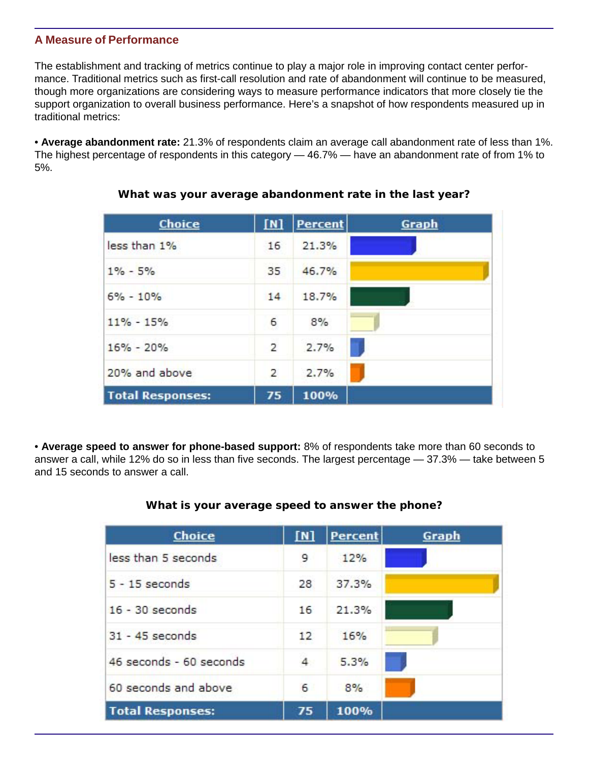## A Measure of Performance

The establishment and tracking of metrics continue to play a major role in improving contact center performance. Traditional metrics such as first-call resolution and rate of abandonment will continue to be measured, though more organizations are considering ways to measure performance indicators that more closely tie the support organization to overall business performance. Here's a snapshot of how respondents measured up in traditional metrics:

• **Average abandonment rate:** 21.3% of respondents claim an average call abandonment rate of less than 1%. The highest percentage of respondents in this category — 46.7% — have an abandonment rate of from 1% to 5%.

**What was your average abandonment rate in the last year?**

| Choice | [N] | Percent | Graph |
|---|---|---|---|
| less than 1% | 16 | 21.3% | |
| 1% - 5% | 35 | 46.7% | |
| 6% - 10% | 14 | 18.7% | |
| 11% - 15% | 6 | 8% | |
| 16% - 20% | 2 | 2.7% | |
| 20% and above | 2 | 2.7% | |
| **Total Responses:** | **75** | **100%** | |

• **Average speed to answer for phone-based support:** 8% of respondents take more than 60 seconds to answer a call, while 12% do so in less than five seconds. The largest percentage — 37.3% — take between 5 and 15 seconds to answer a call.

**What is your average speed to answer the phone?**

| Choice | [N] | Percent | Graph |
|---|---|---|---|
| less than 5 seconds | 9 | 12% | |
| 5 - 15 seconds | 28 | 37.3% | |
| 16 - 30 seconds | 16 | 21.3% | |
| 31 - 45 seconds | 12 | 16% | |
| 46 seconds - 60 seconds | 4 | 5.3% | |
| 60 seconds and above | 6 | 8% | |
| **Total Responses:** | **75** | **100%** | |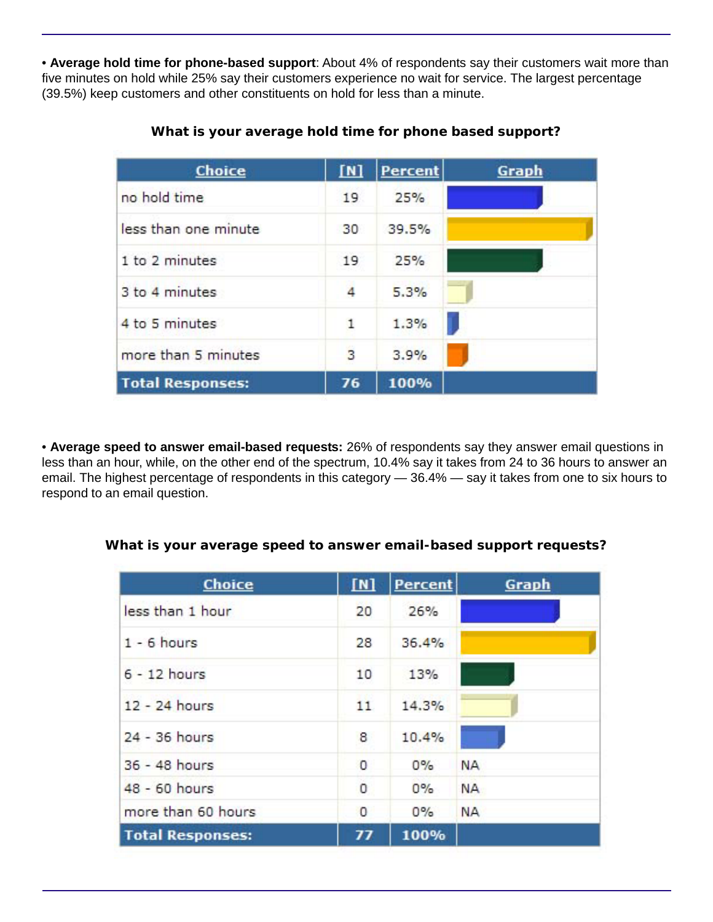• **Average hold time for phone-based support**: About 4% of respondents say their customers wait more than five minutes on hold while 25% say their customers experience no wait for service. The largest percentage (39.5%) keep customers and other constituents on hold for less than a minute.

**What is your average hold time for phone based support?**

| Choice | [N] | Percent | Graph |
|---|---|---|---|
| no hold time | 19 | 25% | |
| less than one minute | 30 | 39.5% | |
| 1 to 2 minutes | 19 | 25% | |
| 3 to 4 minutes | 4 | 5.3% | |
| 4 to 5 minutes | 1 | 1.3% | |
| more than 5 minutes | 3 | 3.9% | |
| **Total Responses:** | **76** | **100%** | |

• **Average speed to answer email-based requests:** 26% of respondents say they answer email questions in less than an hour, while, on the other end of the spectrum, 10.4% say it takes from 24 to 36 hours to answer an email. The highest percentage of respondents in this category — 36.4% — say it takes from one to six hours to respond to an email question.

**What is your average speed to answer email-based support requests?**

| Choice | [N] | Percent | Graph |
|---|---|---|---|
| less than 1 hour | 20 | 26% | |
| 1 - 6 hours | 28 | 36.4% | |
| 6 - 12 hours | 10 | 13% | |
| 12 - 24 hours | 11 | 14.3% | |
| 24 - 36 hours | 8 | 10.4% | |
| 36 - 48 hours | 0 | 0% | NA |
| 48 - 60 hours | 0 | 0% | NA |
| more than 60 hours | 0 | 0% | NA |
| **Total Responses:** | **77** | **100%** | |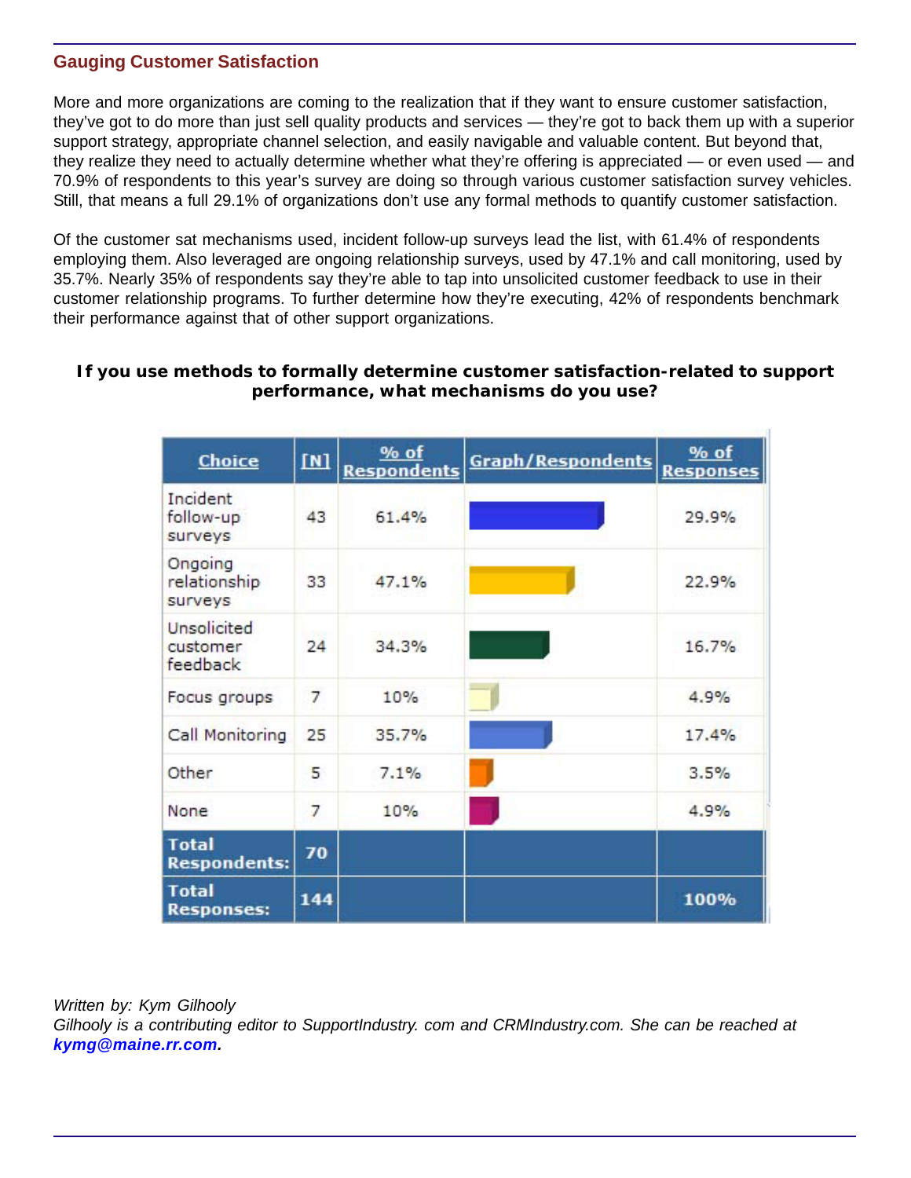## Gauging Customer Satisfaction

More and more organizations are coming to the realization that if they want to ensure customer satisfaction, they've got to do more than just sell quality products and services — they're got to back them up with a superior support strategy, appropriate channel selection, and easily navigable and valuable content. But beyond that, they realize they need to actually determine whether what they're offering is appreciated — or even used — and 70.9% of respondents to this year's survey are doing so through various customer satisfaction survey vehicles. Still, that means a full 29.1% of organizations don't use any formal methods to quantify customer satisfaction.

Of the customer sat mechanisms used, incident follow-up surveys lead the list, with 61.4% of respondents employing them. Also leveraged are ongoing relationship surveys, used by 47.1% and call monitoring, used by 35.7%. Nearly 35% of respondents say they're able to tap into unsolicited customer feedback to use in their customer relationship programs. To further determine how they're executing, 42% of respondents benchmark their performance against that of other support organizations.

**If you use methods to formally determine customer satisfaction-related to support performance, what mechanisms do you use?**

| Choice | [N] | % of Respondents | Graph/Respondents | % of Responses |
|---|---|---|---|---|
| Incident follow-up surveys | 43 | 61.4% | | 29.9% |
| Ongoing relationship surveys | 33 | 47.1% | | 22.9% |
| Unsolicited customer feedback | 24 | 34.3% | | 16.7% |
| Focus groups | 7 | 10% | | 4.9% |
| Call Monitoring | 25 | 35.7% | | 17.4% |
| Other | 5 | 7.1% | | 3.5% |
| None | 7 | 10% | | 4.9% |
| **Total Respondents:** | **70** | | | |
| **Total Responses:** | **144** | | | **100%** |

*Written by: Kym Gilhooly*
*Gilhooly is a contributing editor to SupportIndustry. com and CRMIndustry.com. She can be reached at* ***kymg@maine.rr.com.***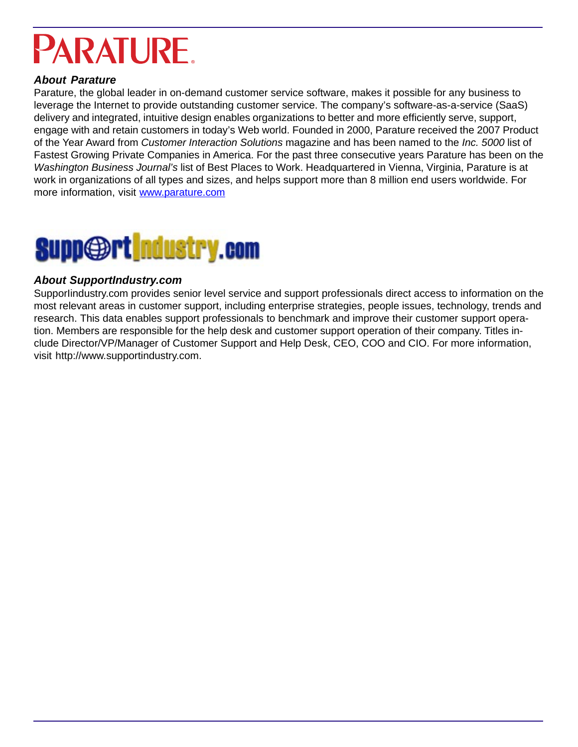PARATURE

***About Parature***

Parature, the global leader in on-demand customer service software, makes it possible for any business to leverage the Internet to provide outstanding customer service. The company's software-as-a-service (SaaS) delivery and integrated, intuitive design enables organizations to better and more efficiently serve, support, engage with and retain customers in today's Web world. Founded in 2000, Parature received the 2007 Product of the Year Award from *Customer Interaction Solutions* magazine and has been named to the *Inc. 5000* list of Fastest Growing Private Companies in America. For the past three consecutive years Parature has been on the *Washington Business Journal's* list of Best Places to Work. Headquartered in Vienna, Virginia, Parature is at work in organizations of all types and sizes, and helps support more than 8 million end users worldwide. For more information, visit [www.parature.com](www.parature.com)

SupportIndustry.com

***About SupportIndustry.com***

Supporlindustry.com provides senior level service and support professionals direct access to information on the most relevant areas in customer support, including enterprise strategies, people issues, technology, trends and research. This data enables support professionals to benchmark and improve their customer support operation. Members are responsible for the help desk and customer support operation of their company. Titles include Director/VP/Manager of Customer Support and Help Desk, CEO, COO and CIO. For more information, visit http://www.supportindustry.com.